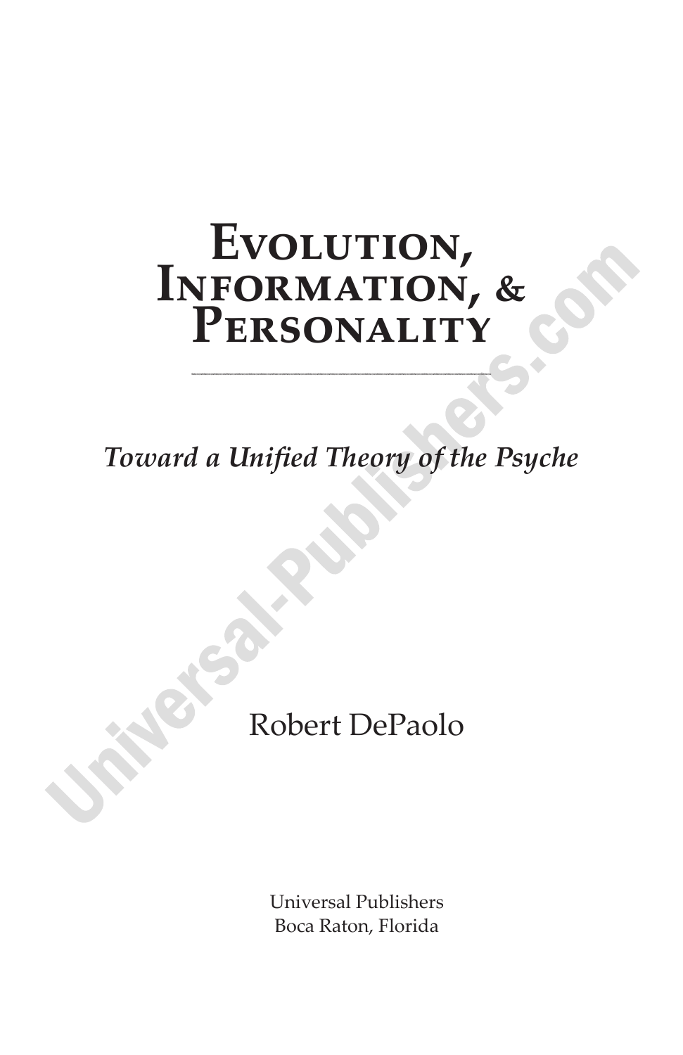# Evolution, Information, & Personality

*Toward a Unified Theory of the Psyche*

Robert DePaolo

Universal Publishers
Boca Raton, Florida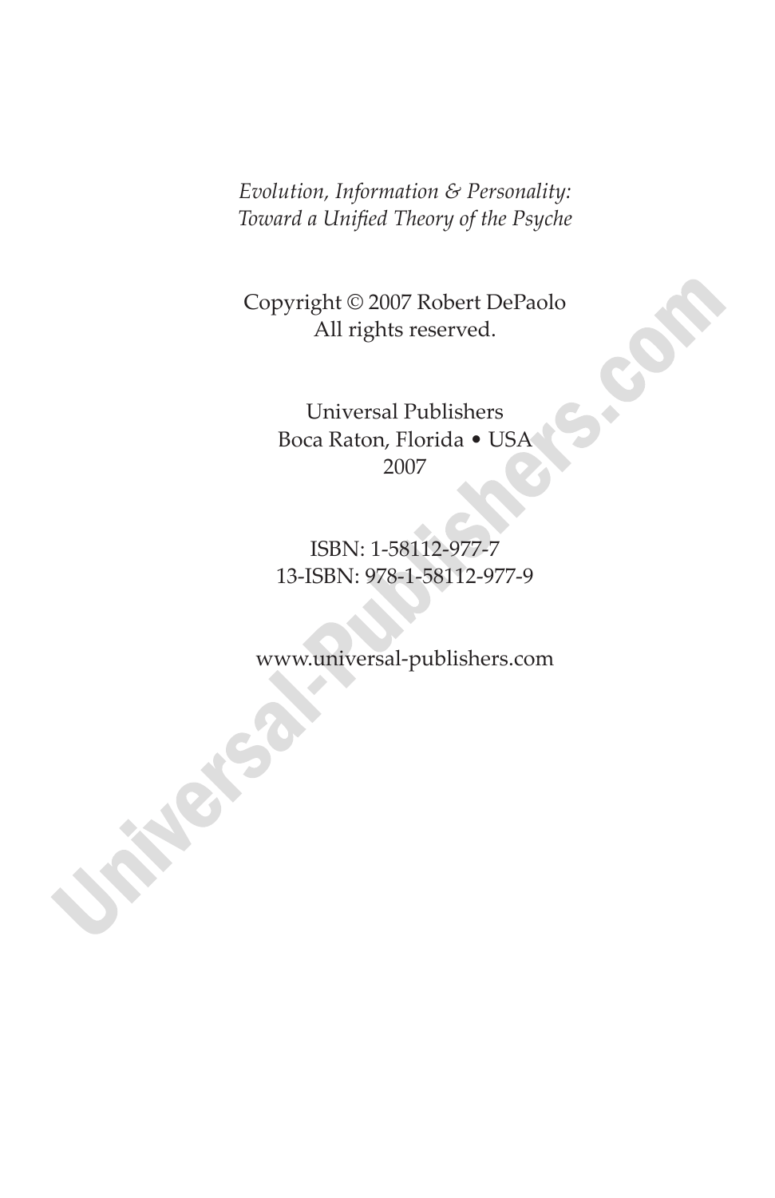*Evolution, Information & Personality:*
*Toward a Unified Theory of the Psyche*

Copyright © 2007 Robert DePaolo
All rights reserved.

Universal Publishers
Boca Raton, Florida • USA
2007

ISBN: 1-58112-977-7
13-ISBN: 978-1-58112-977-9

www.universal-publishers.com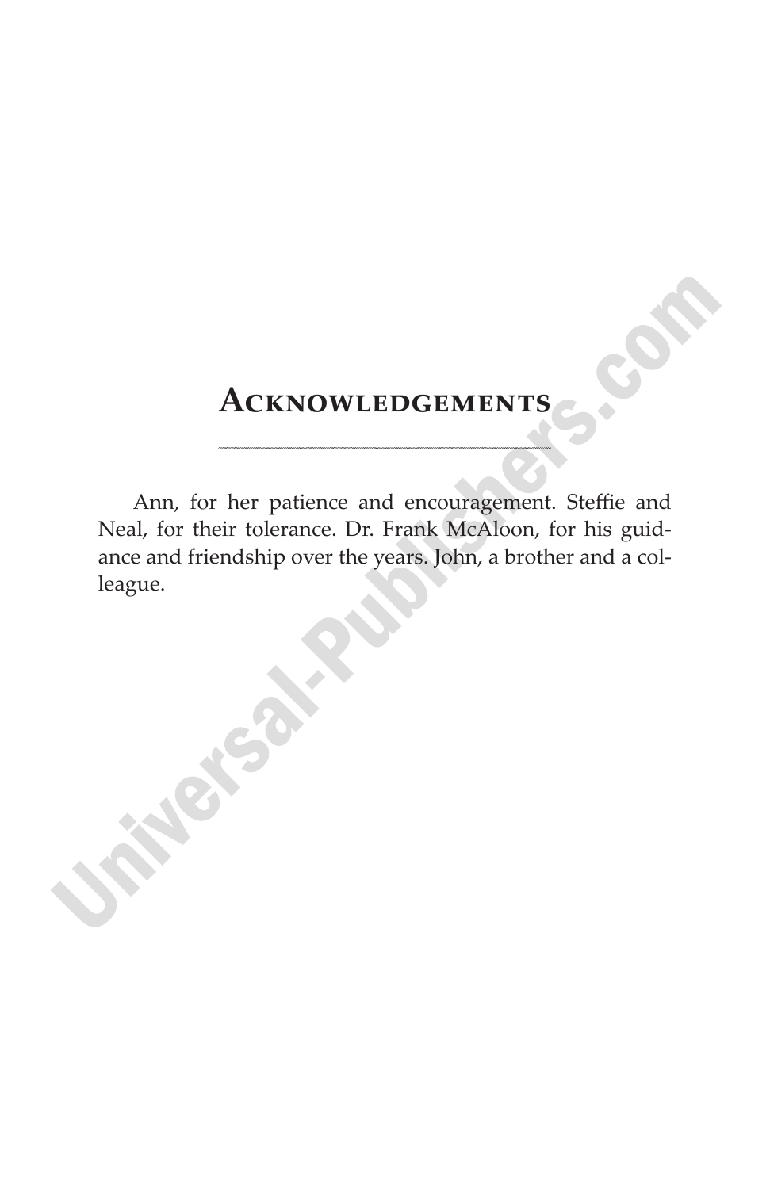# Acknowledgements

Ann, for her patience and encouragement. Steffie and Neal, for their tolerance. Dr. Frank McAloon, for his guidance and friendship over the years. John, a brother and a colleague.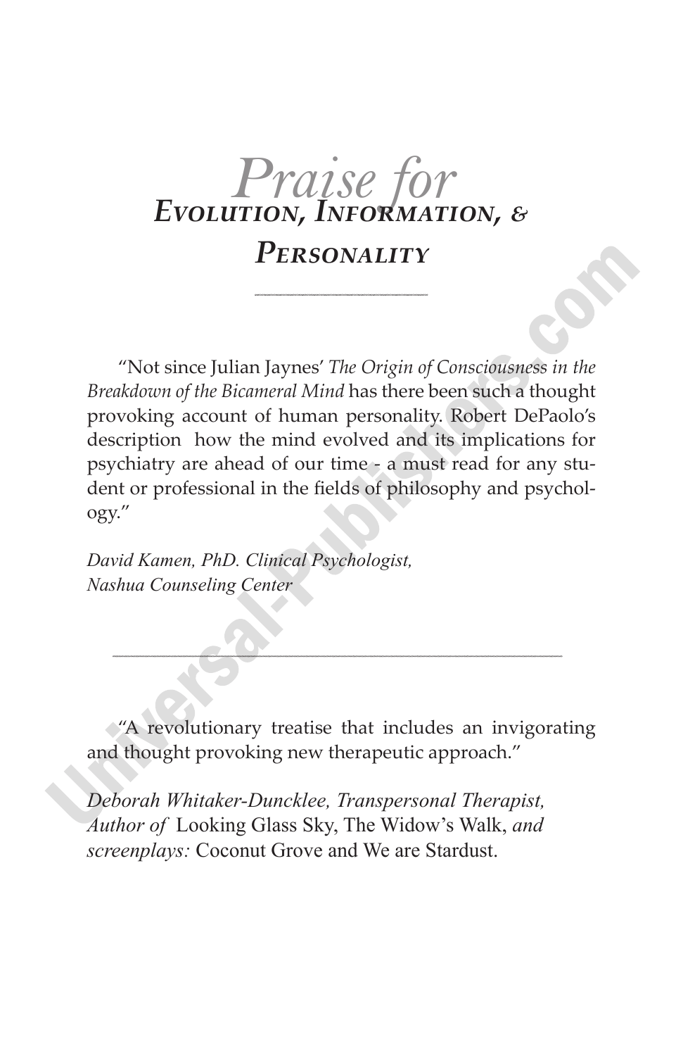# *Praise for* *Evolution, Information, & Personality*

---

"Not since Julian Jaynes' *The Origin of Consciousness in the Breakdown of the Bicameral Mind* has there been such a thought provoking account of human personality. Robert DePaolo's description how the mind evolved and its implications for psychiatry are ahead of our time - a must read for any student or professional in the fields of philosophy and psychology."

*David Kamen, PhD. Clinical Psychologist,*
*Nashua Counseling Center*

---

"A revolutionary treatise that includes an invigorating and thought provoking new therapeutic approach."

*Deborah Whitaker-Duncklee, Transpersonal Therapist, Author of* Looking Glass Sky, The Widow's Walk, *and screenplays:* Coconut Grove and We are Stardust.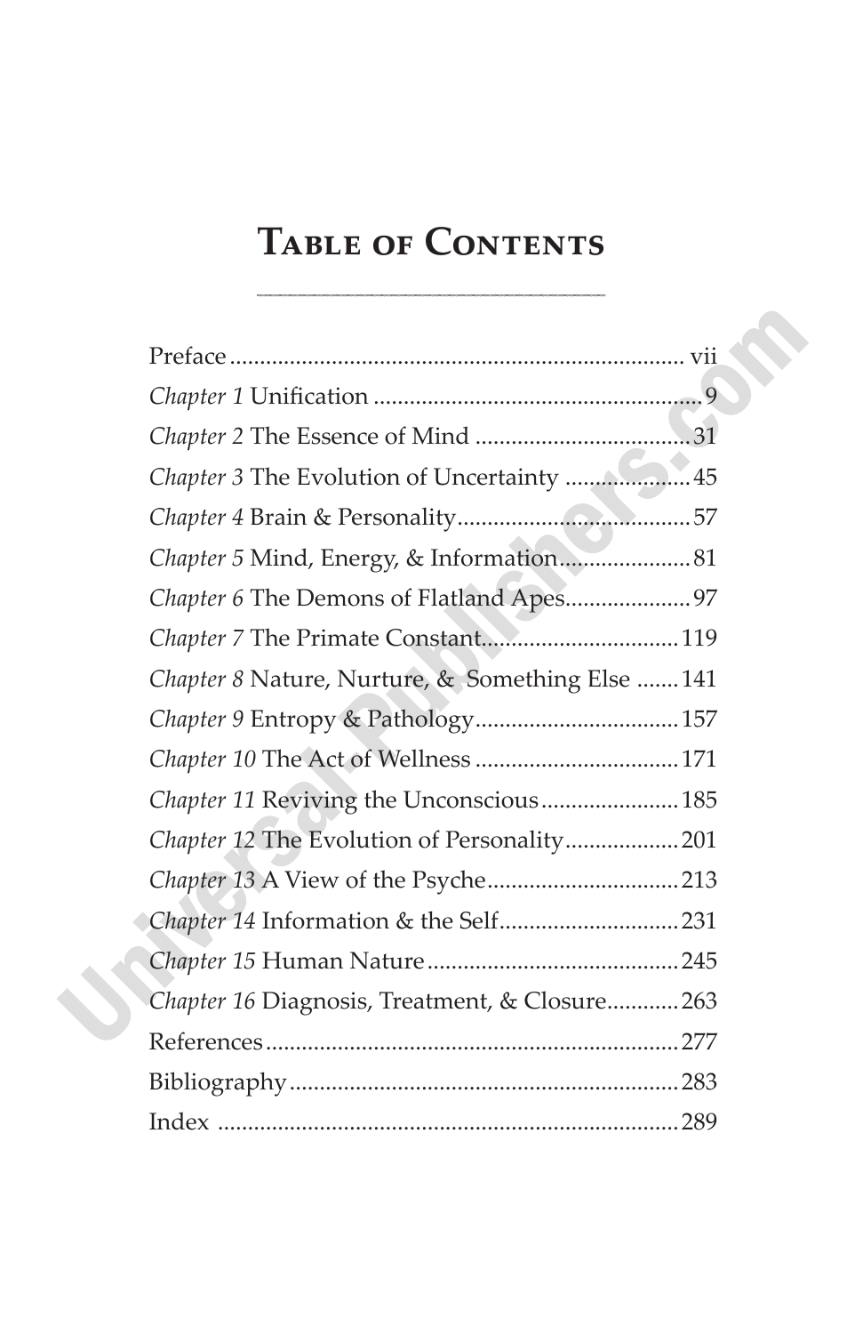# Table of Contents

| | |
|---|---|
| Preface | vii |
| *Chapter 1* Unification | 9 |
| *Chapter 2* The Essence of Mind | 31 |
| *Chapter 3* The Evolution of Uncertainty | 45 |
| *Chapter 4* Brain & Personality | 57 |
| *Chapter 5* Mind, Energy, & Information | 81 |
| *Chapter 6* The Demons of Flatland Apes | 97 |
| *Chapter 7* The Primate Constant | 119 |
| *Chapter 8* Nature, Nurture, & Something Else | 141 |
| *Chapter 9* Entropy & Pathology | 157 |
| *Chapter 10* The Act of Wellness | 171 |
| *Chapter 11* Reviving the Unconscious | 185 |
| *Chapter 12* The Evolution of Personality | 201 |
| *Chapter 13* A View of the Psyche | 213 |
| *Chapter 14* Information & the Self | 231 |
| *Chapter 15* Human Nature | 245 |
| *Chapter 16* Diagnosis, Treatment, & Closure | 263 |
| References | 277 |
| Bibliography | 283 |
| Index | 289 |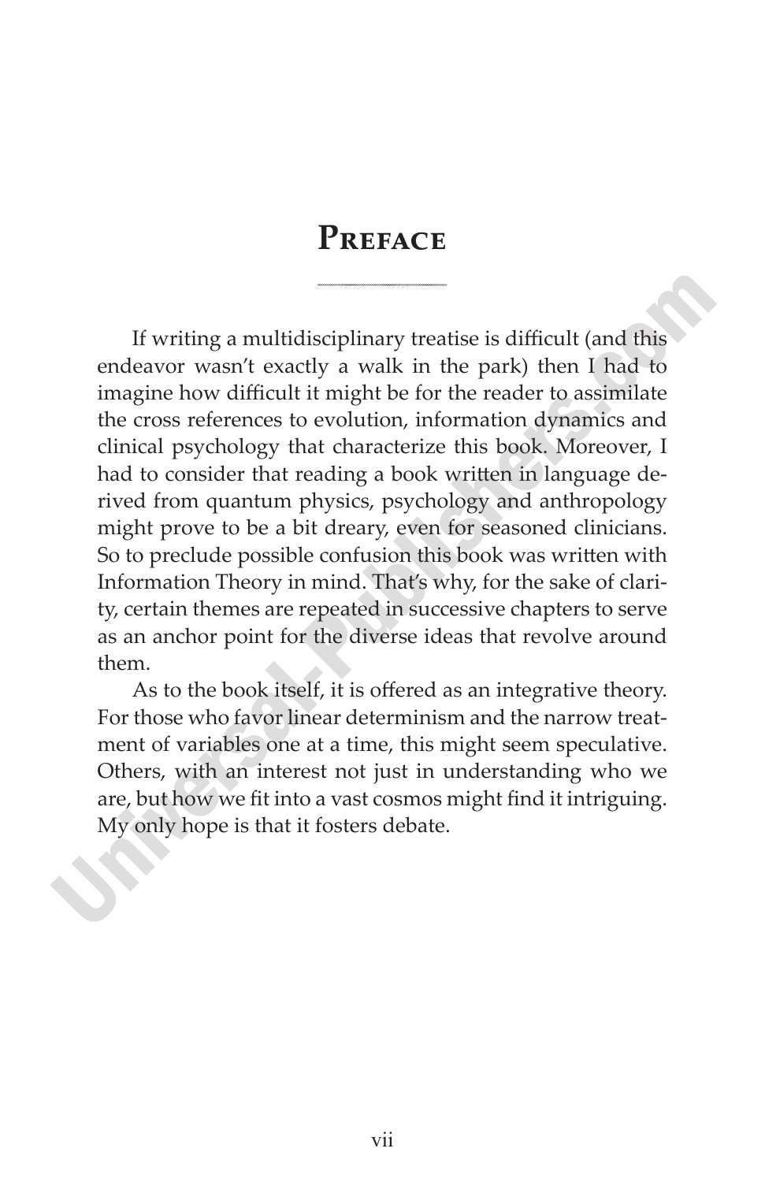# Preface

If writing a multidisciplinary treatise is difficult (and this endeavor wasn't exactly a walk in the park) then I had to imagine how difficult it might be for the reader to assimilate the cross references to evolution, information dynamics and clinical psychology that characterize this book. Moreover, I had to consider that reading a book written in language derived from quantum physics, psychology and anthropology might prove to be a bit dreary, even for seasoned clinicians. So to preclude possible confusion this book was written with Information Theory in mind. That's why, for the sake of clarity, certain themes are repeated in successive chapters to serve as an anchor point for the diverse ideas that revolve around them.

As to the book itself, it is offered as an integrative theory. For those who favor linear determinism and the narrow treatment of variables one at a time, this might seem speculative. Others, with an interest not just in understanding who we are, but how we fit into a vast cosmos might find it intriguing. My only hope is that it fosters debate.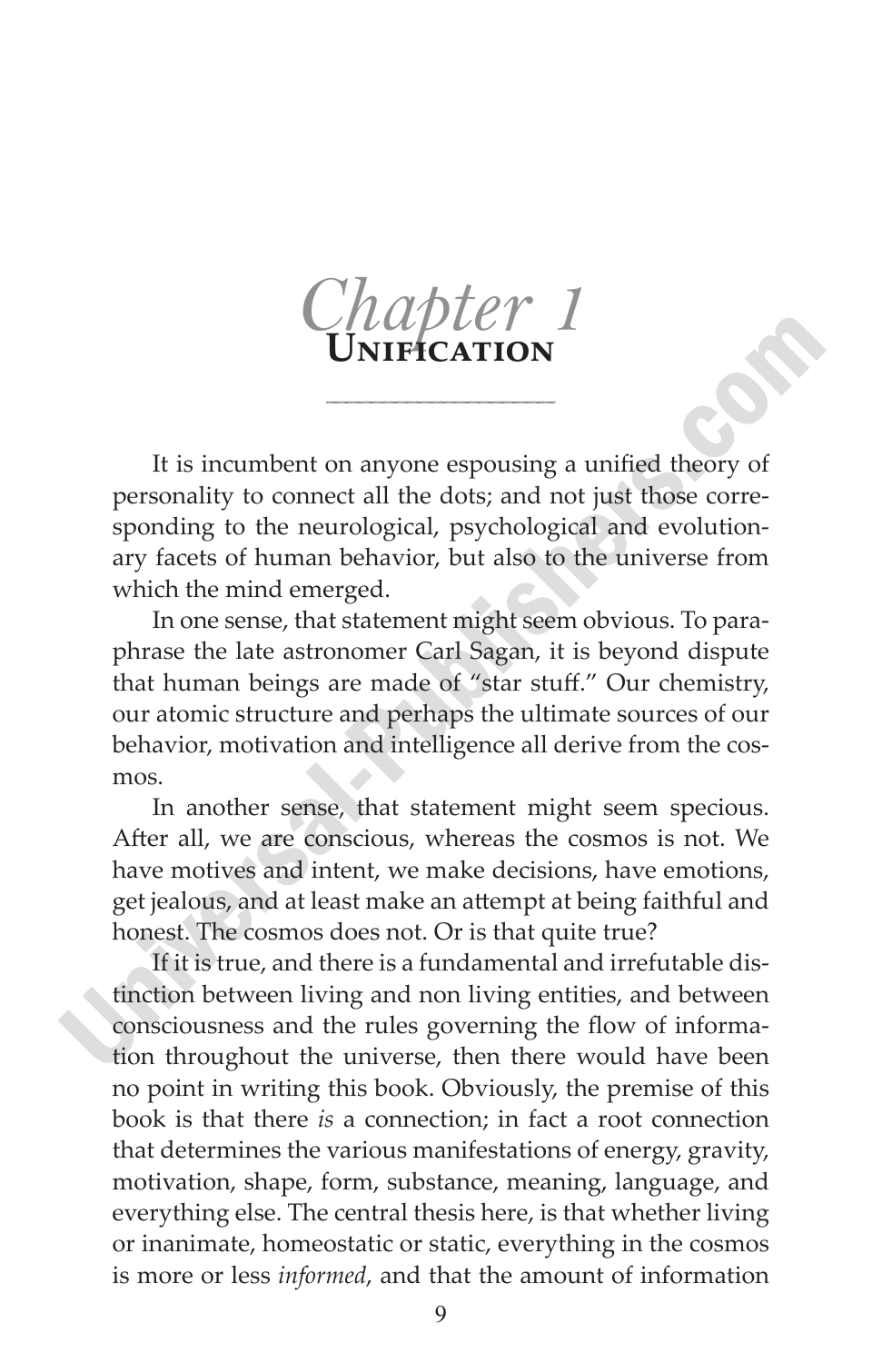# Chapter 1
## Unification

It is incumbent on anyone espousing a unified theory of personality to connect all the dots; and not just those corresponding to the neurological, psychological and evolutionary facets of human behavior, but also to the universe from which the mind emerged.

In one sense, that statement might seem obvious. To paraphrase the late astronomer Carl Sagan, it is beyond dispute that human beings are made of "star stuff." Our chemistry, our atomic structure and perhaps the ultimate sources of our behavior, motivation and intelligence all derive from the cosmos.

In another sense, that statement might seem specious. After all, we are conscious, whereas the cosmos is not. We have motives and intent, we make decisions, have emotions, get jealous, and at least make an attempt at being faithful and honest. The cosmos does not. Or is that quite true?

If it is true, and there is a fundamental and irrefutable distinction between living and non living entities, and between consciousness and the rules governing the flow of information throughout the universe, then there would have been no point in writing this book. Obviously, the premise of this book is that there *is* a connection; in fact a root connection that determines the various manifestations of energy, gravity, motivation, shape, form, substance, meaning, language, and everything else. The central thesis here, is that whether living or inanimate, homeostatic or static, everything in the cosmos is more or less *informed*, and that the amount of information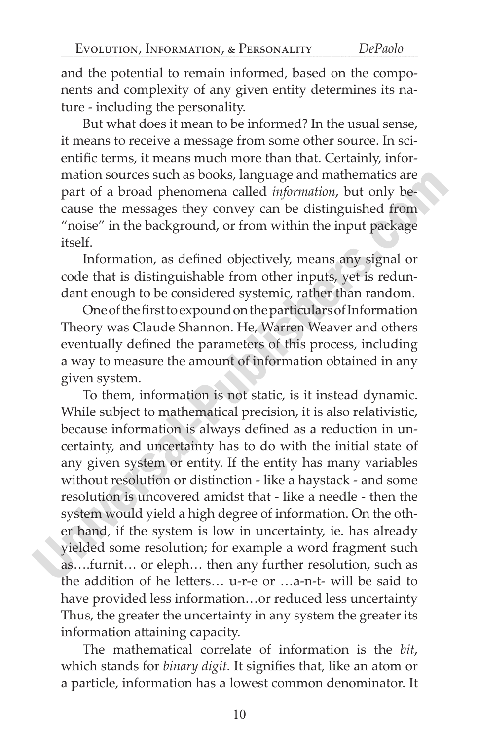and the potential to remain informed, based on the components and complexity of any given entity determines its nature - including the personality.

But what does it mean to be informed? In the usual sense, it means to receive a message from some other source. In scientific terms, it means much more than that. Certainly, information sources such as books, language and mathematics are part of a broad phenomena called *information*, but only because the messages they convey can be distinguished from "noise" in the background, or from within the input package itself.

Information, as defined objectively, means any signal or code that is distinguishable from other inputs, yet is redundant enough to be considered systemic, rather than random.

One of the first to expound on the particulars of Information Theory was Claude Shannon. He, Warren Weaver and others eventually defined the parameters of this process, including a way to measure the amount of information obtained in any given system.

To them, information is not static, is it instead dynamic. While subject to mathematical precision, it is also relativistic, because information is always defined as a reduction in uncertainty, and uncertainty has to do with the initial state of any given system or entity. If the entity has many variables without resolution or distinction - like a haystack - and some resolution is uncovered amidst that - like a needle - then the system would yield a high degree of information. On the other hand, if the system is low in uncertainty, ie. has already yielded some resolution; for example a word fragment such as….furnit… or eleph… then any further resolution, such as the addition of he letters… u-r-e or …a-n-t- will be said to have provided less information…or reduced less uncertainty Thus, the greater the uncertainty in any system the greater its information attaining capacity.

The mathematical correlate of information is the *bit*, which stands for *binary digit.* It signifies that, like an atom or a particle, information has a lowest common denominator. It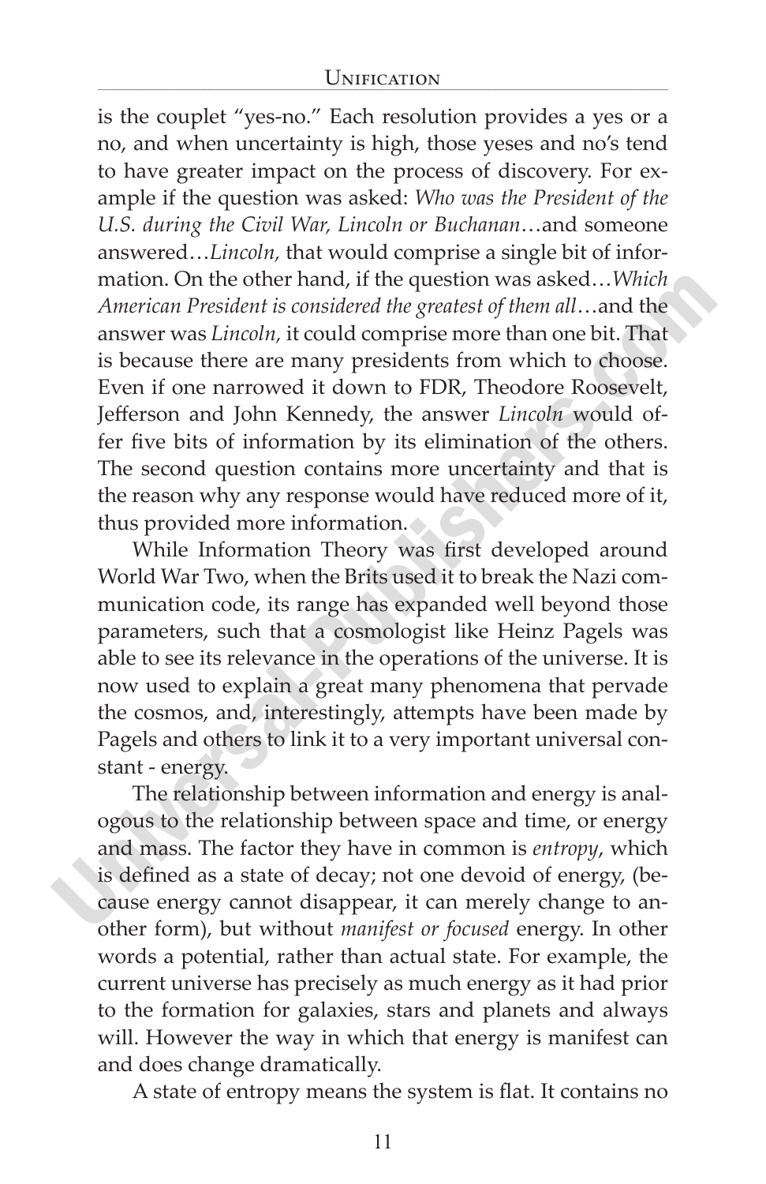is the couplet "yes-no." Each resolution provides a yes or a no, and when uncertainty is high, those yeses and no's tend to have greater impact on the process of discovery. For example if the question was asked: *Who was the President of the U.S. during the Civil War, Lincoln or Buchanan*…and someone answered…*Lincoln,* that would comprise a single bit of information. On the other hand, if the question was asked…*Which American President is considered the greatest of them all*…and the answer was *Lincoln,* it could comprise more than one bit. That is because there are many presidents from which to choose. Even if one narrowed it down to FDR, Theodore Roosevelt, Jefferson and John Kennedy, the answer *Lincoln* would offer five bits of information by its elimination of the others. The second question contains more uncertainty and that is the reason why any response would have reduced more of it, thus provided more information.

While Information Theory was first developed around World War Two, when the Brits used it to break the Nazi communication code, its range has expanded well beyond those parameters, such that a cosmologist like Heinz Pagels was able to see its relevance in the operations of the universe. It is now used to explain a great many phenomena that pervade the cosmos, and, interestingly, attempts have been made by Pagels and others to link it to a very important universal constant - energy.

The relationship between information and energy is analogous to the relationship between space and time, or energy and mass. The factor they have in common is *entropy*, which is defined as a state of decay; not one devoid of energy, (because energy cannot disappear, it can merely change to another form), but without *manifest or focused* energy. In other words a potential, rather than actual state. For example, the current universe has precisely as much energy as it had prior to the formation for galaxies, stars and planets and always will. However the way in which that energy is manifest can and does change dramatically.

A state of entropy means the system is flat. It contains no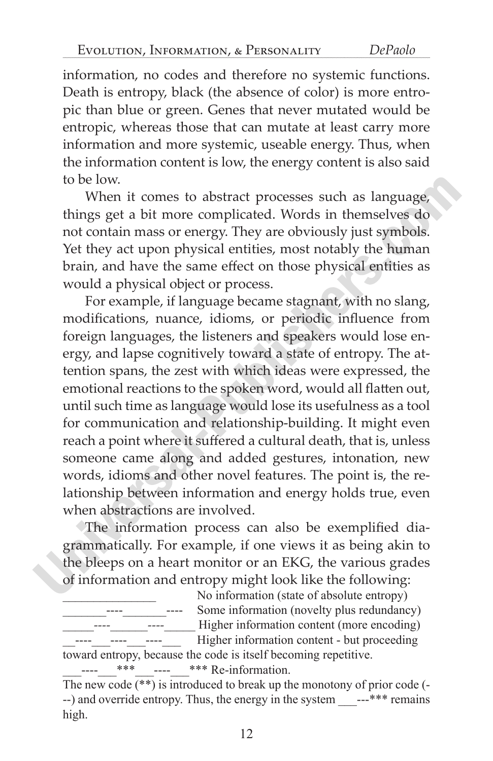information, no codes and therefore no systemic functions. Death is entropy, black (the absence of color) is more entropic than blue or green. Genes that never mutated would be entropic, whereas those that can mutate at least carry more information and more systemic, useable energy. Thus, when the information content is low, the energy content is also said to be low.

When it comes to abstract processes such as language, things get a bit more complicated. Words in themselves do not contain mass or energy. They are obviously just symbols. Yet they act upon physical entities, most notably the human brain, and have the same effect on those physical entities as would a physical object or process.

For example, if language became stagnant, with no slang, modifications, nuance, idioms, or periodic influence from foreign languages, the listeners and speakers would lose energy, and lapse cognitively toward a state of entropy. The attention spans, the zest with which ideas were expressed, the emotional reactions to the spoken word, would all flatten out, until such time as language would lose its usefulness as a tool for communication and relationship-building. It might even reach a point where it suffered a cultural death, that is, unless someone came along and added gestures, intonation, new words, idioms and other novel features. The point is, the relationship between information and energy holds true, even when abstractions are involved.

The information process can also be exemplified diagrammatically. For example, if one views it as being akin to the bleeps on a heart monitor or an EKG, the various grades of information and entropy might look like the following:

```
_______________          No information (state of absolute entropy)
_______----_______----   Some information (novelty plus redundancy)
_____----______----_____ Higher information content (more encoding)
__----___----___----___  Higher information content - but proceeding
toward entropy, because the code is itself becoming repetitive.
___----___***___----___*** Re-information.
```

The new code (**) is introduced to break up the monotony of prior code (---) and override entropy. Thus, the energy in the system ___---*** remains high.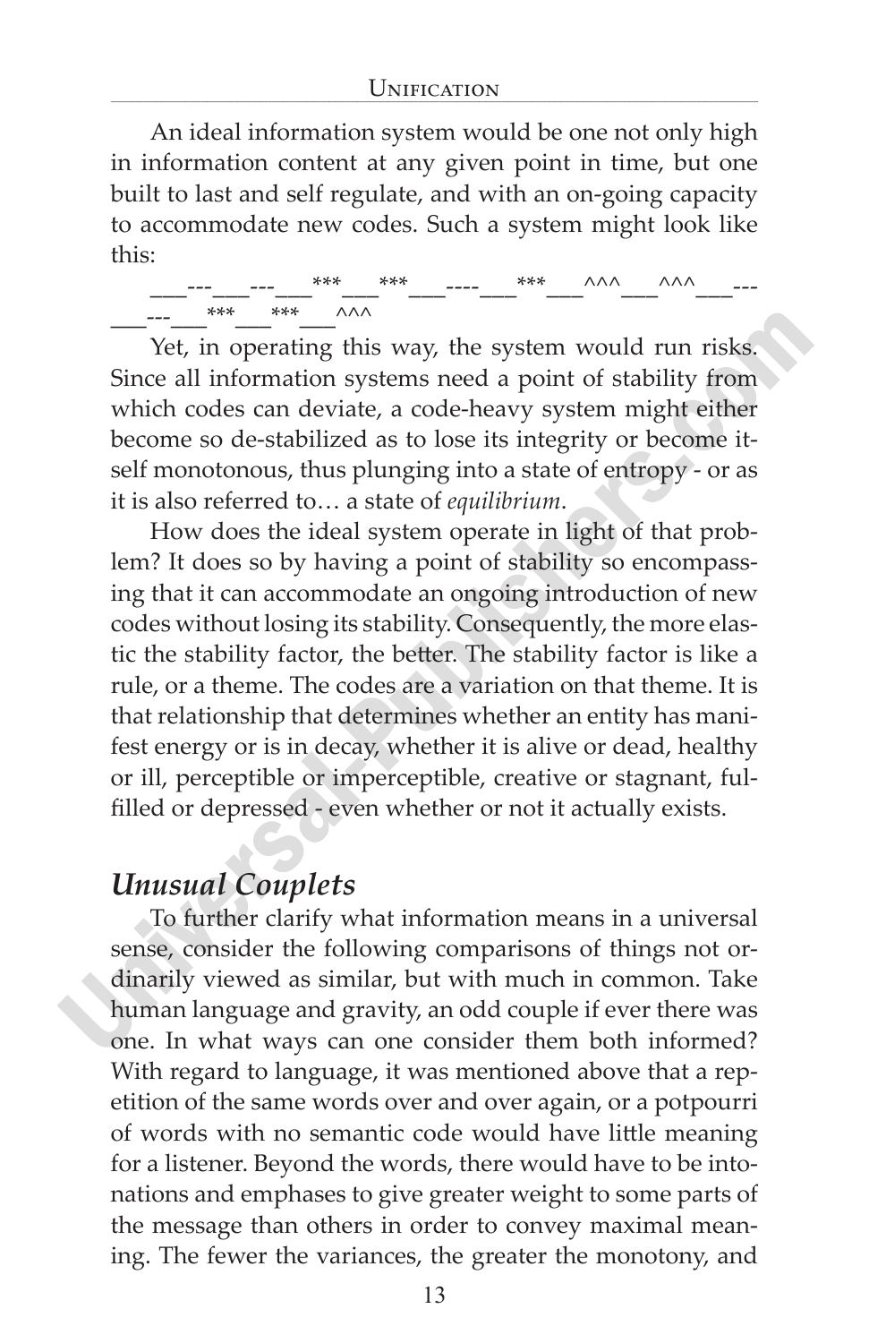An ideal information system would be one not only high in information content at any given point in time, but one built to last and self regulate, and with an on-going capacity to accommodate new codes. Such a system might look like this:

___---___---___***___***___----___***___^^^___^^^___---___---___***___***___^^^

Yet, in operating this way, the system would run risks. Since all information systems need a point of stability from which codes can deviate, a code-heavy system might either become so de-stabilized as to lose its integrity or become itself monotonous, thus plunging into a state of entropy - or as it is also referred to… a state of *equilibrium*.

How does the ideal system operate in light of that problem? It does so by having a point of stability so encompassing that it can accommodate an ongoing introduction of new codes without losing its stability. Consequently, the more elastic the stability factor, the better. The stability factor is like a rule, or a theme. The codes are a variation on that theme. It is that relationship that determines whether an entity has manifest energy or is in decay, whether it is alive or dead, healthy or ill, perceptible or imperceptible, creative or stagnant, fulfilled or depressed - even whether or not it actually exists.

## *Unusual Couplets*

To further clarify what information means in a universal sense, consider the following comparisons of things not ordinarily viewed as similar, but with much in common. Take human language and gravity, an odd couple if ever there was one. In what ways can one consider them both informed? With regard to language, it was mentioned above that a repetition of the same words over and over again, or a potpourri of words with no semantic code would have little meaning for a listener. Beyond the words, there would have to be intonations and emphases to give greater weight to some parts of the message than others in order to convey maximal meaning. The fewer the variances, the greater the monotony, and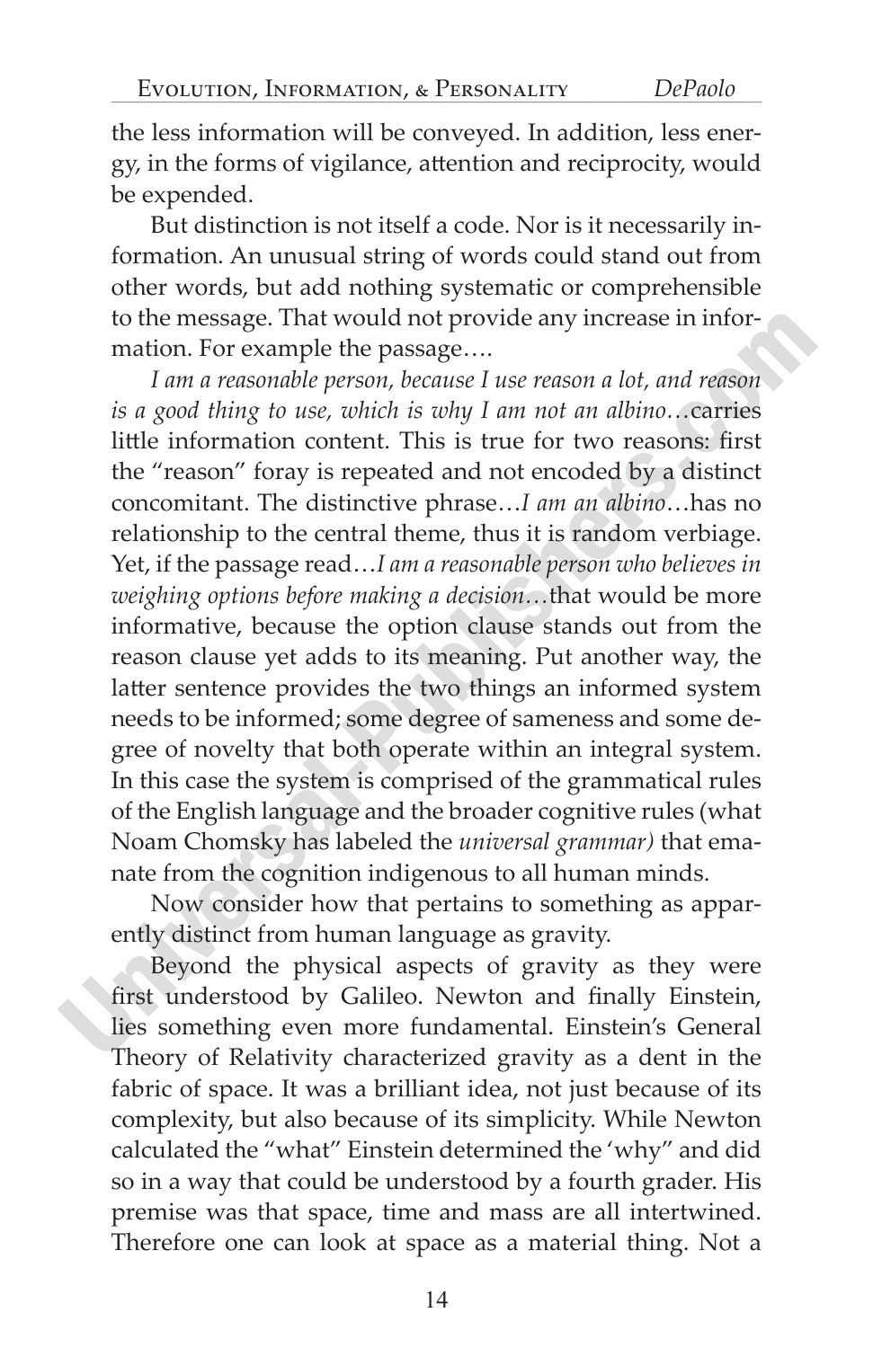the less information will be conveyed. In addition, less energy, in the forms of vigilance, attention and reciprocity, would be expended.

But distinction is not itself a code. Nor is it necessarily information. An unusual string of words could stand out from other words, but add nothing systematic or comprehensible to the message. That would not provide any increase in information. For example the passage….

*I am a reasonable person, because I use reason a lot, and reason is a good thing to use, which is why I am not an albino…*carries little information content. This is true for two reasons: first the "reason" foray is repeated and not encoded by a distinct concomitant. The distinctive phrase…*I am an albino*…has no relationship to the central theme, thus it is random verbiage. Yet, if the passage read…*I am a reasonable person who believes in weighing options before making a decision*…that would be more informative, because the option clause stands out from the reason clause yet adds to its meaning. Put another way, the latter sentence provides the two things an informed system needs to be informed; some degree of sameness and some degree of novelty that both operate within an integral system. In this case the system is comprised of the grammatical rules of the English language and the broader cognitive rules (what Noam Chomsky has labeled the *universal grammar)* that emanate from the cognition indigenous to all human minds.

Now consider how that pertains to something as apparently distinct from human language as gravity.

Beyond the physical aspects of gravity as they were first understood by Galileo. Newton and finally Einstein, lies something even more fundamental. Einstein's General Theory of Relativity characterized gravity as a dent in the fabric of space. It was a brilliant idea, not just because of its complexity, but also because of its simplicity. While Newton calculated the "what" Einstein determined the 'why" and did so in a way that could be understood by a fourth grader. His premise was that space, time and mass are all intertwined. Therefore one can look at space as a material thing. Not a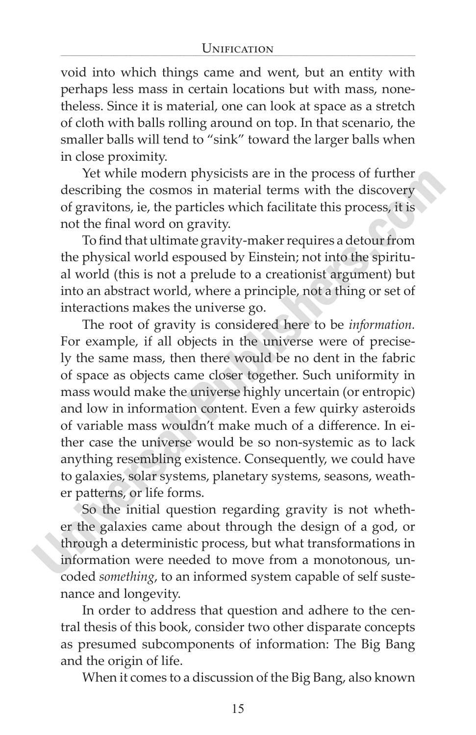void into which things came and went, but an entity with perhaps less mass in certain locations but with mass, nonetheless. Since it is material, one can look at space as a stretch of cloth with balls rolling around on top. In that scenario, the smaller balls will tend to "sink" toward the larger balls when in close proximity.

Yet while modern physicists are in the process of further describing the cosmos in material terms with the discovery of gravitons, ie, the particles which facilitate this process, it is not the final word on gravity.

To find that ultimate gravity-maker requires a detour from the physical world espoused by Einstein; not into the spiritual world (this is not a prelude to a creationist argument) but into an abstract world, where a principle, not a thing or set of interactions makes the universe go.

The root of gravity is considered here to be *information.* For example, if all objects in the universe were of precisely the same mass, then there would be no dent in the fabric of space as objects came closer together. Such uniformity in mass would make the universe highly uncertain (or entropic) and low in information content. Even a few quirky asteroids of variable mass wouldn't make much of a difference. In either case the universe would be so non-systemic as to lack anything resembling existence. Consequently, we could have to galaxies, solar systems, planetary systems, seasons, weather patterns, or life forms.

So the initial question regarding gravity is not whether the galaxies came about through the design of a god, or through a deterministic process, but what transformations in information were needed to move from a monotonous, uncoded *something*, to an informed system capable of self sustenance and longevity.

In order to address that question and adhere to the central thesis of this book, consider two other disparate concepts as presumed subcomponents of information: The Big Bang and the origin of life.

When it comes to a discussion of the Big Bang, also known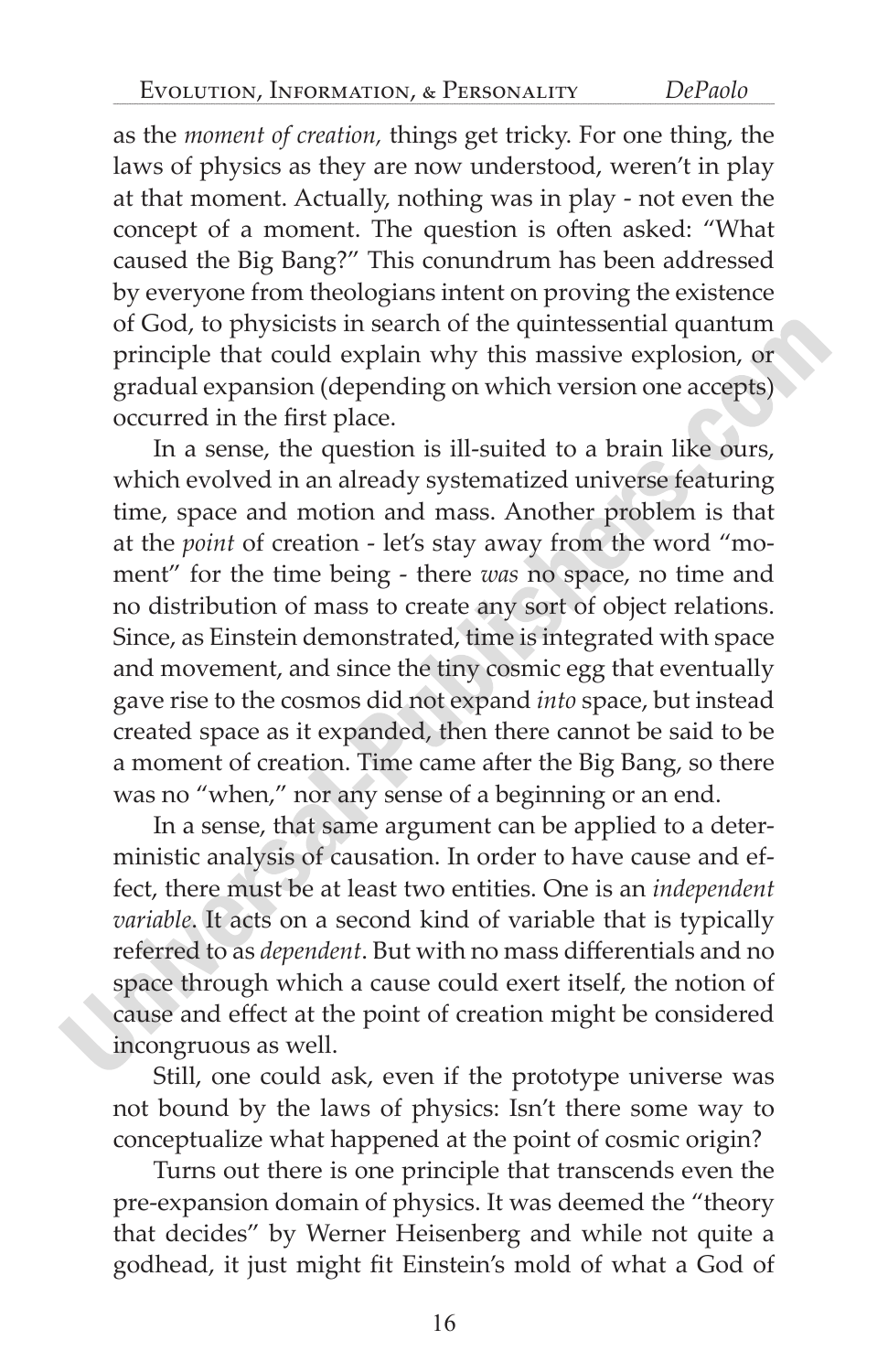as the *moment of creation,* things get tricky. For one thing, the laws of physics as they are now understood, weren't in play at that moment. Actually, nothing was in play - not even the concept of a moment. The question is often asked: "What caused the Big Bang?" This conundrum has been addressed by everyone from theologians intent on proving the existence of God, to physicists in search of the quintessential quantum principle that could explain why this massive explosion, or gradual expansion (depending on which version one accepts) occurred in the first place.

In a sense, the question is ill-suited to a brain like ours, which evolved in an already systematized universe featuring time, space and motion and mass. Another problem is that at the *point* of creation - let's stay away from the word "moment" for the time being - there *was* no space, no time and no distribution of mass to create any sort of object relations. Since, as Einstein demonstrated, time is integrated with space and movement, and since the tiny cosmic egg that eventually gave rise to the cosmos did not expand *into* space, but instead created space as it expanded, then there cannot be said to be a moment of creation. Time came after the Big Bang, so there was no "when," nor any sense of a beginning or an end.

In a sense, that same argument can be applied to a deterministic analysis of causation. In order to have cause and effect, there must be at least two entities. One is an *independent variable*. It acts on a second kind of variable that is typically referred to as *dependent*. But with no mass differentials and no space through which a cause could exert itself, the notion of cause and effect at the point of creation might be considered incongruous as well.

Still, one could ask, even if the prototype universe was not bound by the laws of physics: Isn't there some way to conceptualize what happened at the point of cosmic origin?

Turns out there is one principle that transcends even the pre-expansion domain of physics. It was deemed the "theory that decides" by Werner Heisenberg and while not quite a godhead, it just might fit Einstein's mold of what a God of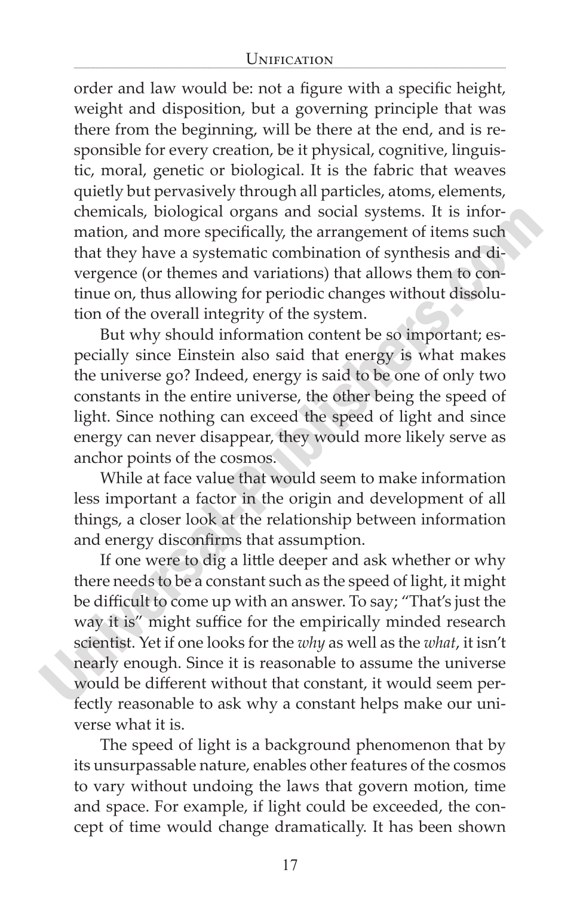order and law would be: not a figure with a specific height, weight and disposition, but a governing principle that was there from the beginning, will be there at the end, and is responsible for every creation, be it physical, cognitive, linguistic, moral, genetic or biological. It is the fabric that weaves quietly but pervasively through all particles, atoms, elements, chemicals, biological organs and social systems. It is information, and more specifically, the arrangement of items such that they have a systematic combination of synthesis and divergence (or themes and variations) that allows them to continue on, thus allowing for periodic changes without dissolution of the overall integrity of the system.

But why should information content be so important; especially since Einstein also said that energy is what makes the universe go? Indeed, energy is said to be one of only two constants in the entire universe, the other being the speed of light. Since nothing can exceed the speed of light and since energy can never disappear, they would more likely serve as anchor points of the cosmos.

While at face value that would seem to make information less important a factor in the origin and development of all things, a closer look at the relationship between information and energy disconfirms that assumption.

If one were to dig a little deeper and ask whether or why there needs to be a constant such as the speed of light, it might be difficult to come up with an answer. To say; "That's just the way it is" might suffice for the empirically minded research scientist. Yet if one looks for the *why* as well as the *what*, it isn't nearly enough. Since it is reasonable to assume the universe would be different without that constant, it would seem perfectly reasonable to ask why a constant helps make our universe what it is.

The speed of light is a background phenomenon that by its unsurpassable nature, enables other features of the cosmos to vary without undoing the laws that govern motion, time and space. For example, if light could be exceeded, the concept of time would change dramatically. It has been shown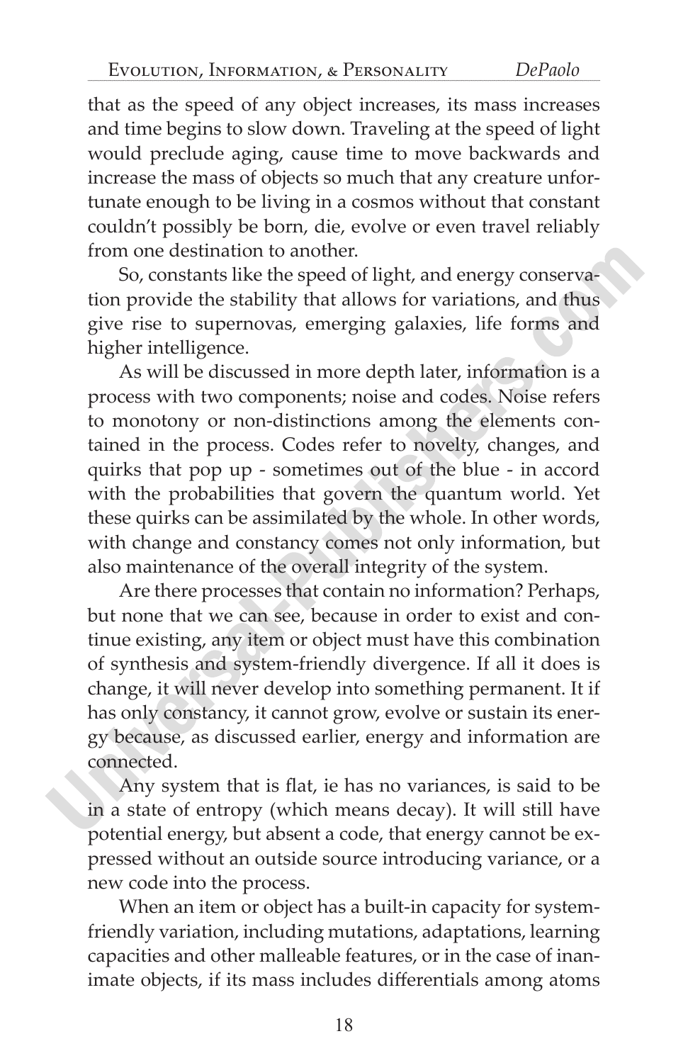that as the speed of any object increases, its mass increases and time begins to slow down. Traveling at the speed of light would preclude aging, cause time to move backwards and increase the mass of objects so much that any creature unfortunate enough to be living in a cosmos without that constant couldn't possibly be born, die, evolve or even travel reliably from one destination to another.

So, constants like the speed of light, and energy conservation provide the stability that allows for variations, and thus give rise to supernovas, emerging galaxies, life forms and higher intelligence.

As will be discussed in more depth later, information is a process with two components; noise and codes. Noise refers to monotony or non-distinctions among the elements contained in the process. Codes refer to novelty, changes, and quirks that pop up - sometimes out of the blue - in accord with the probabilities that govern the quantum world. Yet these quirks can be assimilated by the whole. In other words, with change and constancy comes not only information, but also maintenance of the overall integrity of the system.

Are there processes that contain no information? Perhaps, but none that we can see, because in order to exist and continue existing, any item or object must have this combination of synthesis and system-friendly divergence. If all it does is change, it will never develop into something permanent. It if has only constancy, it cannot grow, evolve or sustain its energy because, as discussed earlier, energy and information are connected.

Any system that is flat, ie has no variances, is said to be in a state of entropy (which means decay). It will still have potential energy, but absent a code, that energy cannot be expressed without an outside source introducing variance, or a new code into the process.

When an item or object has a built-in capacity for system-friendly variation, including mutations, adaptations, learning capacities and other malleable features, or in the case of inanimate objects, if its mass includes differentials among atoms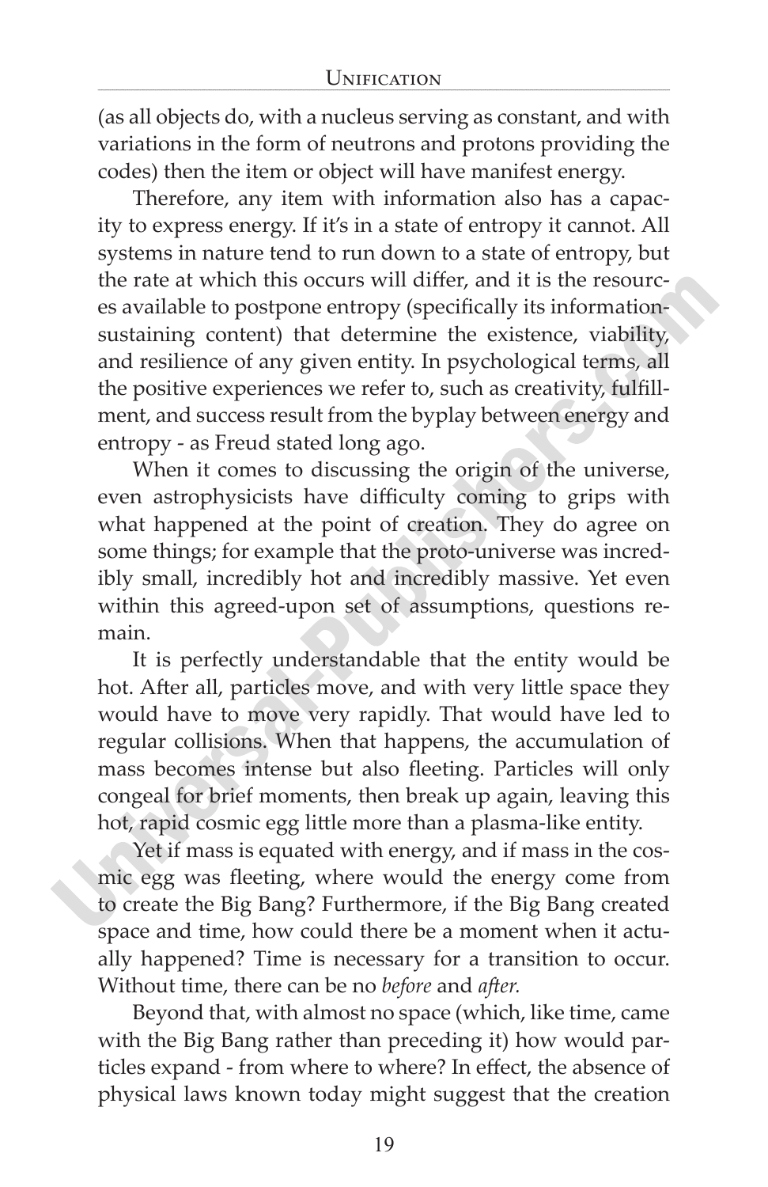(as all objects do, with a nucleus serving as constant, and with variations in the form of neutrons and protons providing the codes) then the item or object will have manifest energy.

Therefore, any item with information also has a capacity to express energy. If it's in a state of entropy it cannot. All systems in nature tend to run down to a state of entropy, but the rate at which this occurs will differ, and it is the resources available to postpone entropy (specifically its information-sustaining content) that determine the existence, viability, and resilience of any given entity. In psychological terms, all the positive experiences we refer to, such as creativity, fulfillment, and success result from the byplay between energy and entropy - as Freud stated long ago.

When it comes to discussing the origin of the universe, even astrophysicists have difficulty coming to grips with what happened at the point of creation. They do agree on some things; for example that the proto-universe was incredibly small, incredibly hot and incredibly massive. Yet even within this agreed-upon set of assumptions, questions remain.

It is perfectly understandable that the entity would be hot. After all, particles move, and with very little space they would have to move very rapidly. That would have led to regular collisions. When that happens, the accumulation of mass becomes intense but also fleeting. Particles will only congeal for brief moments, then break up again, leaving this hot, rapid cosmic egg little more than a plasma-like entity.

Yet if mass is equated with energy, and if mass in the cosmic egg was fleeting, where would the energy come from to create the Big Bang? Furthermore, if the Big Bang created space and time, how could there be a moment when it actually happened? Time is necessary for a transition to occur. Without time, there can be no *before* and *after.*

Beyond that, with almost no space (which, like time, came with the Big Bang rather than preceding it) how would particles expand - from where to where? In effect, the absence of physical laws known today might suggest that the creation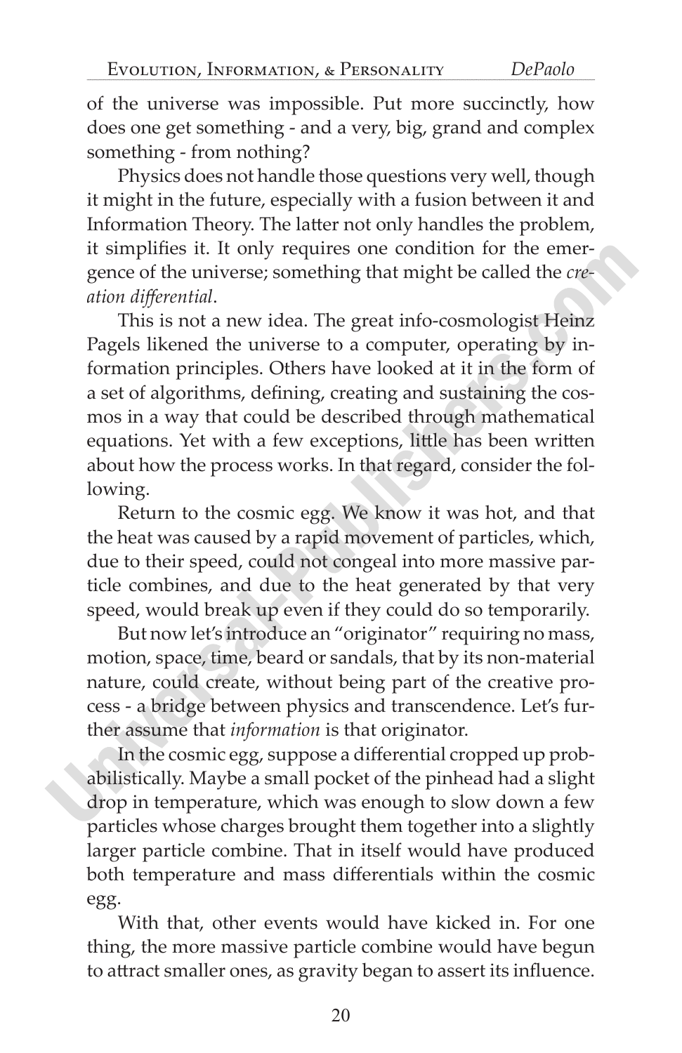of the universe was impossible. Put more succinctly, how does one get something - and a very, big, grand and complex something - from nothing?

Physics does not handle those questions very well, though it might in the future, especially with a fusion between it and Information Theory. The latter not only handles the problem, it simplifies it. It only requires one condition for the emergence of the universe; something that might be called the *creation differential*.

This is not a new idea. The great info-cosmologist Heinz Pagels likened the universe to a computer, operating by information principles. Others have looked at it in the form of a set of algorithms, defining, creating and sustaining the cosmos in a way that could be described through mathematical equations. Yet with a few exceptions, little has been written about how the process works. In that regard, consider the following.

Return to the cosmic egg. We know it was hot, and that the heat was caused by a rapid movement of particles, which, due to their speed, could not congeal into more massive particle combines, and due to the heat generated by that very speed, would break up even if they could do so temporarily.

But now let's introduce an "originator" requiring no mass, motion, space, time, beard or sandals, that by its non-material nature, could create, without being part of the creative process - a bridge between physics and transcendence. Let's further assume that *information* is that originator.

In the cosmic egg, suppose a differential cropped up probabilistically. Maybe a small pocket of the pinhead had a slight drop in temperature, which was enough to slow down a few particles whose charges brought them together into a slightly larger particle combine. That in itself would have produced both temperature and mass differentials within the cosmic egg.

With that, other events would have kicked in. For one thing, the more massive particle combine would have begun to attract smaller ones, as gravity began to assert its influence.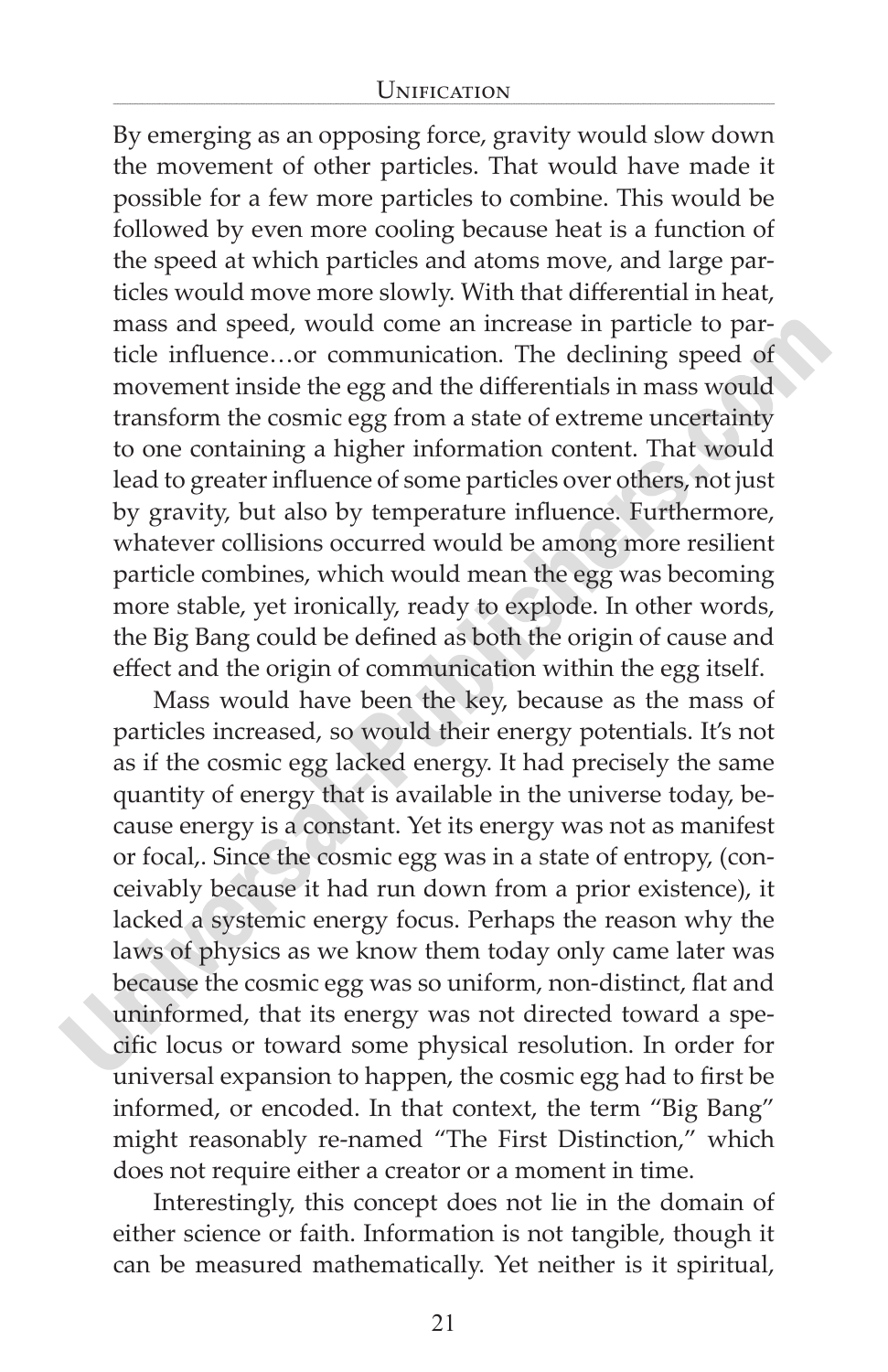By emerging as an opposing force, gravity would slow down the movement of other particles. That would have made it possible for a few more particles to combine. This would be followed by even more cooling because heat is a function of the speed at which particles and atoms move, and large particles would move more slowly. With that differential in heat, mass and speed, would come an increase in particle to particle influence…or communication. The declining speed of movement inside the egg and the differentials in mass would transform the cosmic egg from a state of extreme uncertainty to one containing a higher information content. That would lead to greater influence of some particles over others, not just by gravity, but also by temperature influence. Furthermore, whatever collisions occurred would be among more resilient particle combines, which would mean the egg was becoming more stable, yet ironically, ready to explode. In other words, the Big Bang could be defined as both the origin of cause and effect and the origin of communication within the egg itself.

Mass would have been the key, because as the mass of particles increased, so would their energy potentials. It's not as if the cosmic egg lacked energy. It had precisely the same quantity of energy that is available in the universe today, because energy is a constant. Yet its energy was not as manifest or focal,. Since the cosmic egg was in a state of entropy, (conceivably because it had run down from a prior existence), it lacked a systemic energy focus. Perhaps the reason why the laws of physics as we know them today only came later was because the cosmic egg was so uniform, non-distinct, flat and uninformed, that its energy was not directed toward a specific locus or toward some physical resolution. In order for universal expansion to happen, the cosmic egg had to first be informed, or encoded. In that context, the term "Big Bang" might reasonably re-named "The First Distinction," which does not require either a creator or a moment in time.

Interestingly, this concept does not lie in the domain of either science or faith. Information is not tangible, though it can be measured mathematically. Yet neither is it spiritual,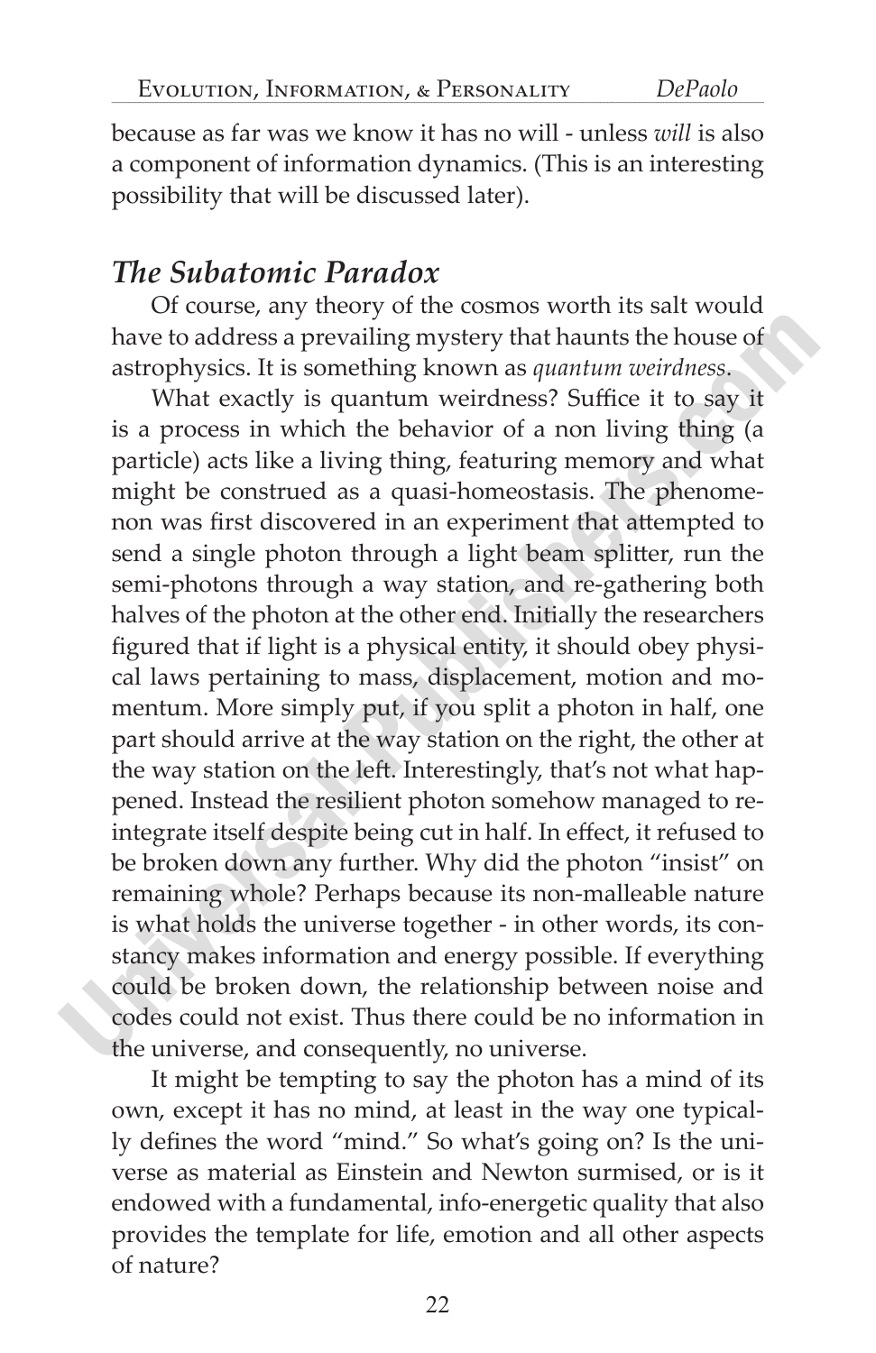because as far was we know it has no will - unless *will* is also a component of information dynamics. (This is an interesting possibility that will be discussed later).

## *The Subatomic Paradox*

Of course, any theory of the cosmos worth its salt would have to address a prevailing mystery that haunts the house of astrophysics. It is something known as *quantum weirdness*.

What exactly is quantum weirdness? Suffice it to say it is a process in which the behavior of a non living thing (a particle) acts like a living thing, featuring memory and what might be construed as a quasi-homeostasis. The phenomenon was first discovered in an experiment that attempted to send a single photon through a light beam splitter, run the semi-photons through a way station, and re-gathering both halves of the photon at the other end. Initially the researchers figured that if light is a physical entity, it should obey physical laws pertaining to mass, displacement, motion and momentum. More simply put, if you split a photon in half, one part should arrive at the way station on the right, the other at the way station on the left. Interestingly, that's not what happened. Instead the resilient photon somehow managed to reintegrate itself despite being cut in half. In effect, it refused to be broken down any further. Why did the photon "insist" on remaining whole? Perhaps because its non-malleable nature is what holds the universe together - in other words, its constancy makes information and energy possible. If everything could be broken down, the relationship between noise and codes could not exist. Thus there could be no information in the universe, and consequently, no universe.

It might be tempting to say the photon has a mind of its own, except it has no mind, at least in the way one typically defines the word "mind." So what's going on? Is the universe as material as Einstein and Newton surmised, or is it endowed with a fundamental, info-energetic quality that also provides the template for life, emotion and all other aspects of nature?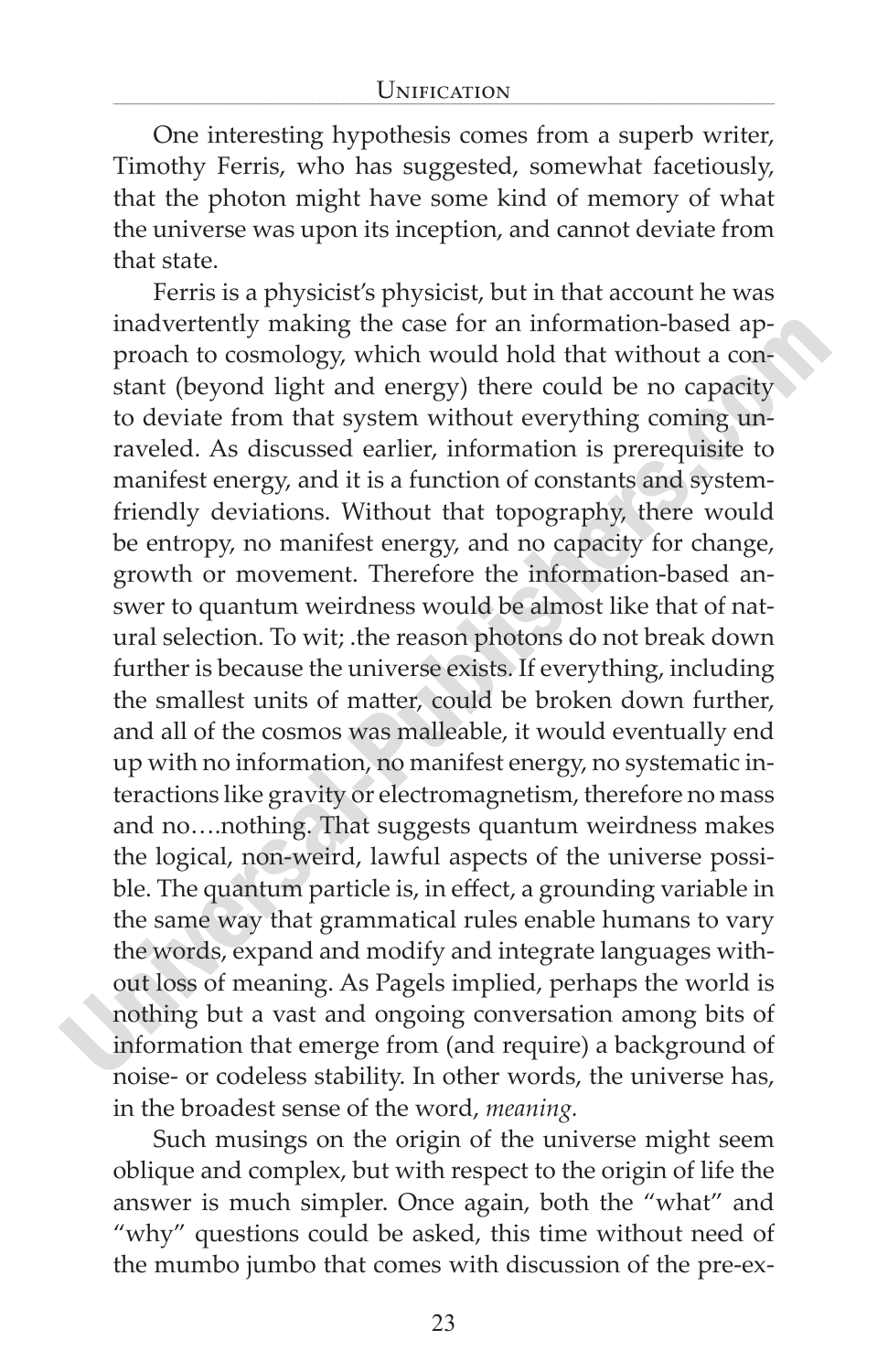One interesting hypothesis comes from a superb writer, Timothy Ferris, who has suggested, somewhat facetiously, that the photon might have some kind of memory of what the universe was upon its inception, and cannot deviate from that state.

Ferris is a physicist's physicist, but in that account he was inadvertently making the case for an information-based approach to cosmology, which would hold that without a constant (beyond light and energy) there could be no capacity to deviate from that system without everything coming unraveled. As discussed earlier, information is prerequisite to manifest energy, and it is a function of constants and system-friendly deviations. Without that topography, there would be entropy, no manifest energy, and no capacity for change, growth or movement. Therefore the information-based answer to quantum weirdness would be almost like that of natural selection. To wit; .the reason photons do not break down further is because the universe exists. If everything, including the smallest units of matter, could be broken down further, and all of the cosmos was malleable, it would eventually end up with no information, no manifest energy, no systematic interactions like gravity or electromagnetism, therefore no mass and no….nothing. That suggests quantum weirdness makes the logical, non-weird, lawful aspects of the universe possible. The quantum particle is, in effect, a grounding variable in the same way that grammatical rules enable humans to vary the words, expand and modify and integrate languages without loss of meaning. As Pagels implied, perhaps the world is nothing but a vast and ongoing conversation among bits of information that emerge from (and require) a background of noise- or codeless stability. In other words, the universe has, in the broadest sense of the word, *meaning*.

Such musings on the origin of the universe might seem oblique and complex, but with respect to the origin of life the answer is much simpler. Once again, both the "what" and "why" questions could be asked, this time without need of the mumbo jumbo that comes with discussion of the pre-ex-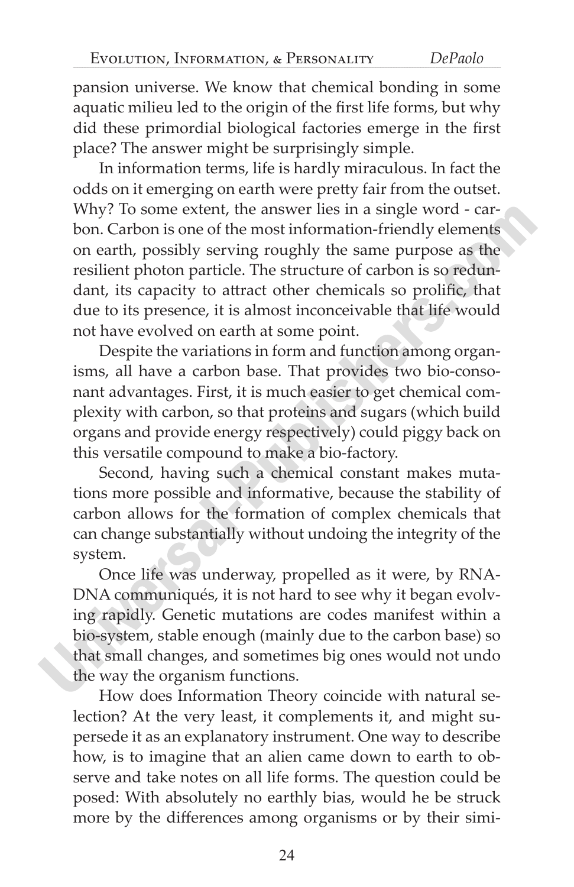pansion universe. We know that chemical bonding in some aquatic milieu led to the origin of the first life forms, but why did these primordial biological factories emerge in the first place? The answer might be surprisingly simple.

In information terms, life is hardly miraculous. In fact the odds on it emerging on earth were pretty fair from the outset. Why? To some extent, the answer lies in a single word - carbon. Carbon is one of the most information-friendly elements on earth, possibly serving roughly the same purpose as the resilient photon particle. The structure of carbon is so redundant, its capacity to attract other chemicals so prolific, that due to its presence, it is almost inconceivable that life would not have evolved on earth at some point.

Despite the variations in form and function among organisms, all have a carbon base. That provides two bio-consonant advantages. First, it is much easier to get chemical complexity with carbon, so that proteins and sugars (which build organs and provide energy respectively) could piggy back on this versatile compound to make a bio-factory.

Second, having such a chemical constant makes mutations more possible and informative, because the stability of carbon allows for the formation of complex chemicals that can change substantially without undoing the integrity of the system.

Once life was underway, propelled as it were, by RNA-DNA communiqués, it is not hard to see why it began evolving rapidly. Genetic mutations are codes manifest within a bio-system, stable enough (mainly due to the carbon base) so that small changes, and sometimes big ones would not undo the way the organism functions.

How does Information Theory coincide with natural selection? At the very least, it complements it, and might supersede it as an explanatory instrument. One way to describe how, is to imagine that an alien came down to earth to observe and take notes on all life forms. The question could be posed: With absolutely no earthly bias, would he be struck more by the differences among organisms or by their simi-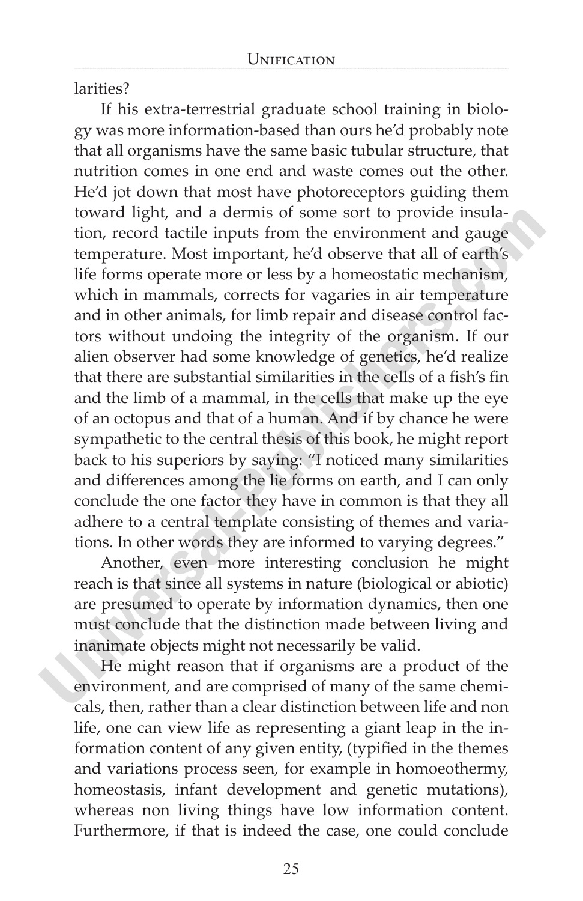larities?

If his extra-terrestrial graduate school training in biology was more information-based than ours he'd probably note that all organisms have the same basic tubular structure, that nutrition comes in one end and waste comes out the other. He'd jot down that most have photoreceptors guiding them toward light, and a dermis of some sort to provide insulation, record tactile inputs from the environment and gauge temperature. Most important, he'd observe that all of earth's life forms operate more or less by a homeostatic mechanism, which in mammals, corrects for vagaries in air temperature and in other animals, for limb repair and disease control factors without undoing the integrity of the organism. If our alien observer had some knowledge of genetics, he'd realize that there are substantial similarities in the cells of a fish's fin and the limb of a mammal, in the cells that make up the eye of an octopus and that of a human. And if by chance he were sympathetic to the central thesis of this book, he might report back to his superiors by saying: "I noticed many similarities and differences among the lie forms on earth, and I can only conclude the one factor they have in common is that they all adhere to a central template consisting of themes and variations. In other words they are informed to varying degrees."

Another, even more interesting conclusion he might reach is that since all systems in nature (biological or abiotic) are presumed to operate by information dynamics, then one must conclude that the distinction made between living and inanimate objects might not necessarily be valid.

He might reason that if organisms are a product of the environment, and are comprised of many of the same chemicals, then, rather than a clear distinction between life and non life, one can view life as representing a giant leap in the information content of any given entity, (typified in the themes and variations process seen, for example in homoeothermy, homeostasis, infant development and genetic mutations), whereas non living things have low information content. Furthermore, if that is indeed the case, one could conclude